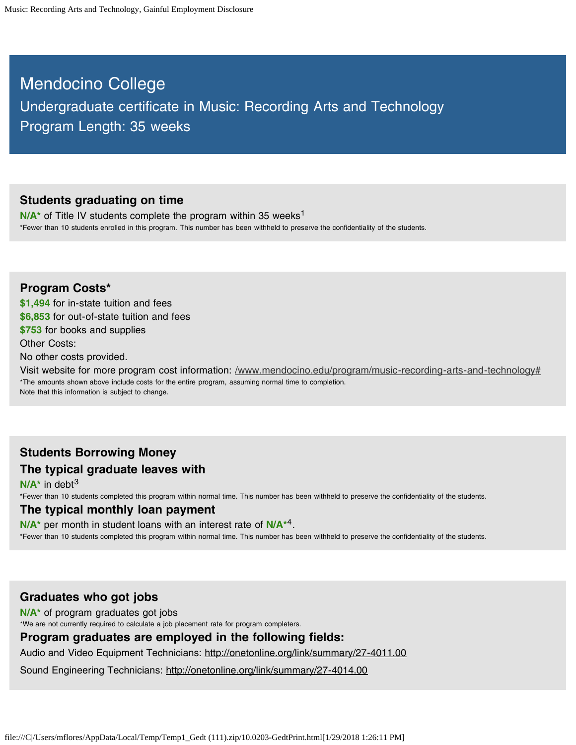# Mendocino College

## Undergraduate certificate in Music: Recording Arts and Technology

## Program Length: 35 weeks

### Students graduating on time

**N/A*** of Title IV students complete the program within 35 weeks[1]

*Fewer than 10 students enrolled in this program. This number has been withheld to preserve the confidentiality of the students.

### Program Costs*

**$1,494** for in-state tuition and fees
**$6,853** for out-of-state tuition and fees
**$753** for books and supplies
Other Costs:
No other costs provided.
Visit website for more program cost information: /www.mendocino.edu/program/music-recording-arts-and-technology#

*The amounts shown above include costs for the entire program, assuming normal time to completion.
Note that this information is subject to change.

### Students Borrowing Money

### The typical graduate leaves with

**N/A*** in debt[3]

*Fewer than 10 students completed this program within normal time. This number has been withheld to preserve the confidentiality of the students.

### The typical monthly loan payment

**N/A*** per month in student loans with an interest rate of **N/A***[4].

*Fewer than 10 students completed this program within normal time. This number has been withheld to preserve the confidentiality of the students.

### Graduates who got jobs

**N/A*** of program graduates got jobs

*We are not currently required to calculate a job placement rate for program completers.

### Program graduates are employed in the following fields:

Audio and Video Equipment Technicians: http://onetonline.org/link/summary/27-4011.00

Sound Engineering Technicians: http://onetonline.org/link/summary/27-4014.00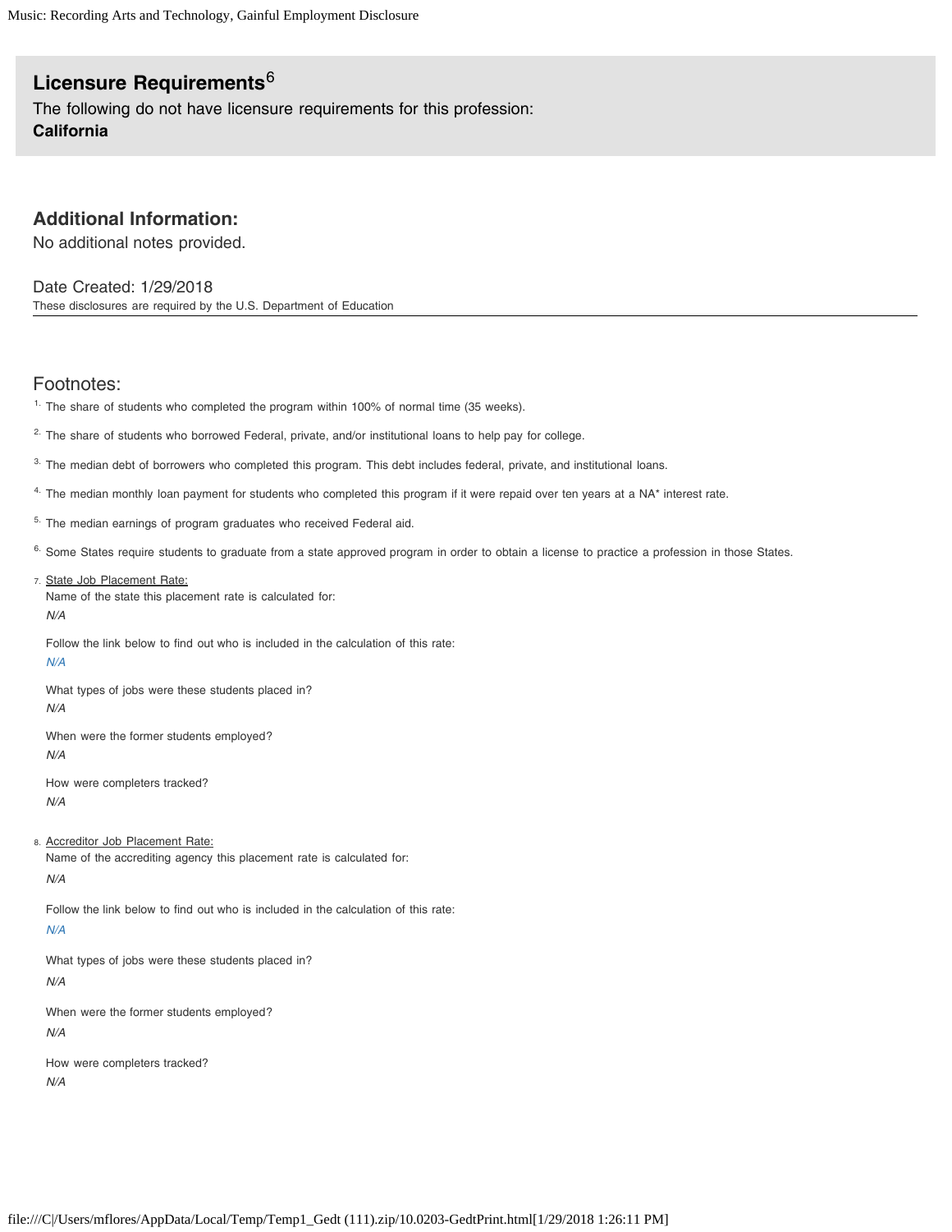## Licensure Requirements[6]

The following do not have licensure requirements for this profession:

**California**

## Additional Information:

No additional notes provided.

Date Created: 1/29/2018

These disclosures are required by the U.S. Department of Education

## Footnotes:

1. The share of students who completed the program within 100% of normal time (35 weeks).

2. The share of students who borrowed Federal, private, and/or institutional loans to help pay for college.

3. The median debt of borrowers who completed this program. This debt includes federal, private, and institutional loans.

4. The median monthly loan payment for students who completed this program if it were repaid over ten years at a NA* interest rate.

5. The median earnings of program graduates who received Federal aid.

6. Some States require students to graduate from a state approved program in order to obtain a license to practice a profession in those States.

7. State Job Placement Rate:

   Name of the state this placement rate is calculated for:
   *N/A*

   Follow the link below to find out who is included in the calculation of this rate:
   *N/A*

   What types of jobs were these students placed in?
   *N/A*

   When were the former students employed?
   *N/A*

   How were completers tracked?
   *N/A*

8. Accreditor Job Placement Rate:

   Name of the accrediting agency this placement rate is calculated for:
   *N/A*

   Follow the link below to find out who is included in the calculation of this rate:
   *N/A*

   What types of jobs were these students placed in?
   *N/A*

   When were the former students employed?
   *N/A*

   How were completers tracked?
   *N/A*